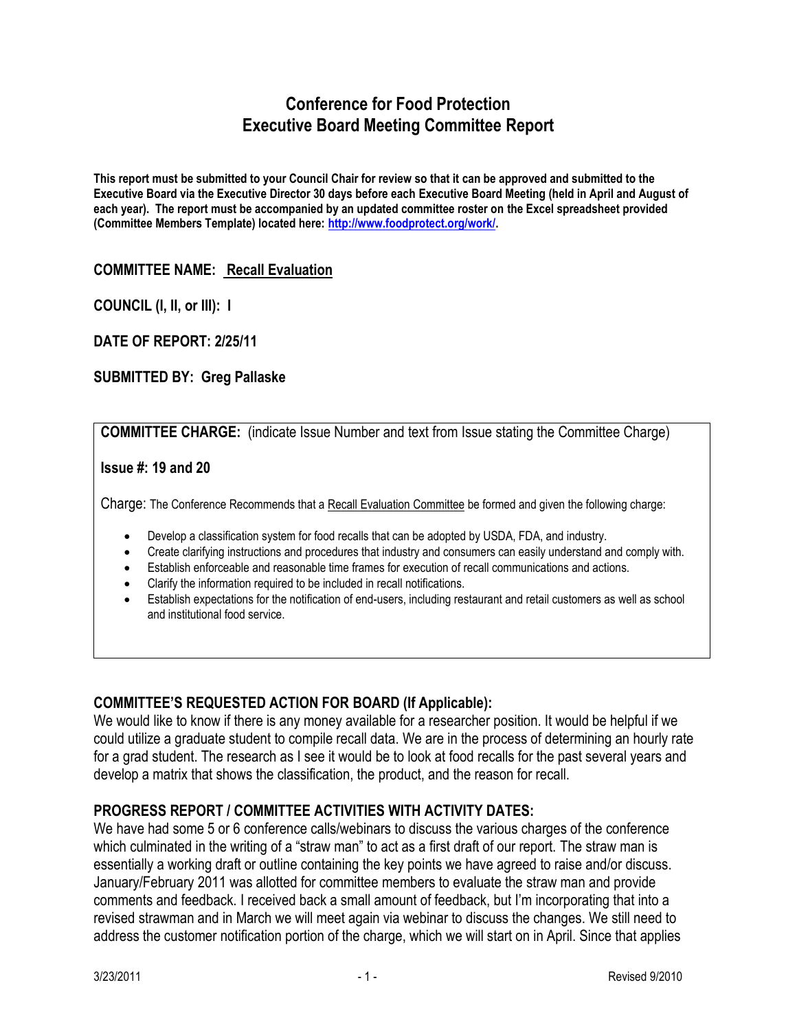# Conference for Food Protection
# Executive Board Meeting Committee Report

**This report must be submitted to your Council Chair for review so that it can be approved and submitted to the Executive Board via the Executive Director 30 days before each Executive Board Meeting (held in April and August of each year). The report must be accompanied by an updated committee roster on the Excel spreadsheet provided (Committee Members Template) located here: http://www.foodprotect.org/work/.**

**COMMITTEE NAME:** **Recall Evaluation**

**COUNCIL (I, II, or III): I**

**DATE OF REPORT: 2/25/11**

**SUBMITTED BY: Greg Pallaske**

**COMMITTEE CHARGE:** (indicate Issue Number and text from Issue stating the Committee Charge)

**Issue #: 19 and 20**

Charge: The Conference Recommends that a Recall Evaluation Committee be formed and given the following charge:

- Develop a classification system for food recalls that can be adopted by USDA, FDA, and industry.
- Create clarifying instructions and procedures that industry and consumers can easily understand and comply with.
- Establish enforceable and reasonable time frames for execution of recall communications and actions.
- Clarify the information required to be included in recall notifications.
- Establish expectations for the notification of end-users, including restaurant and retail customers as well as school and institutional food service.

## COMMITTEE'S REQUESTED ACTION FOR BOARD (If Applicable):

We would like to know if there is any money available for a researcher position. It would be helpful if we could utilize a graduate student to compile recall data. We are in the process of determining an hourly rate for a grad student. The research as I see it would be to look at food recalls for the past several years and develop a matrix that shows the classification, the product, and the reason for recall.

## PROGRESS REPORT / COMMITTEE ACTIVITIES WITH ACTIVITY DATES:

We have had some 5 or 6 conference calls/webinars to discuss the various charges of the conference which culminated in the writing of a "straw man" to act as a first draft of our report. The straw man is essentially a working draft or outline containing the key points we have agreed to raise and/or discuss. January/February 2011 was allotted for committee members to evaluate the straw man and provide comments and feedback. I received back a small amount of feedback, but I'm incorporating that into a revised strawman and in March we will meet again via webinar to discuss the changes. We still need to address the customer notification portion of the charge, which we will start on in April. Since that applies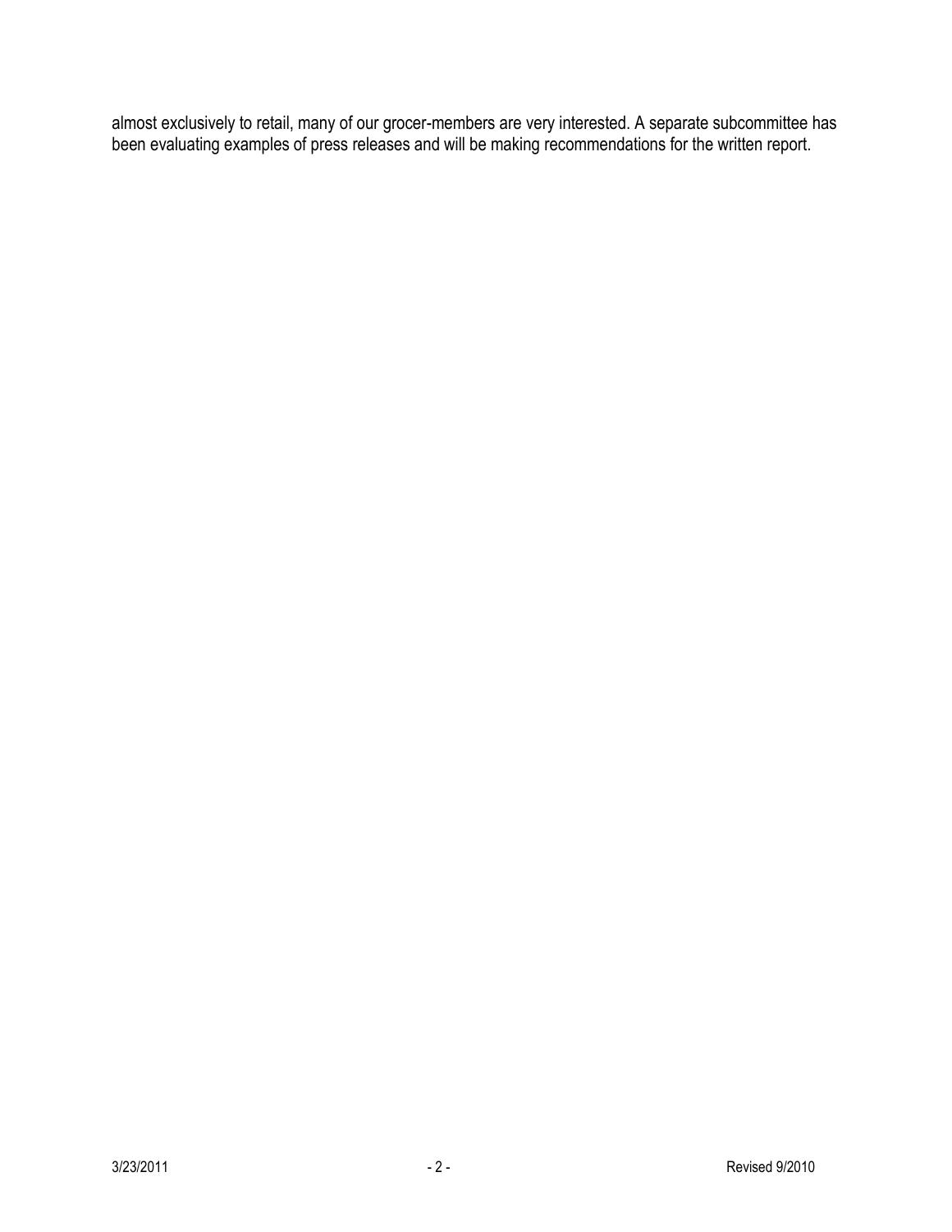almost exclusively to retail, many of our grocer-members are very interested. A separate subcommittee has been evaluating examples of press releases and will be making recommendations for the written report.